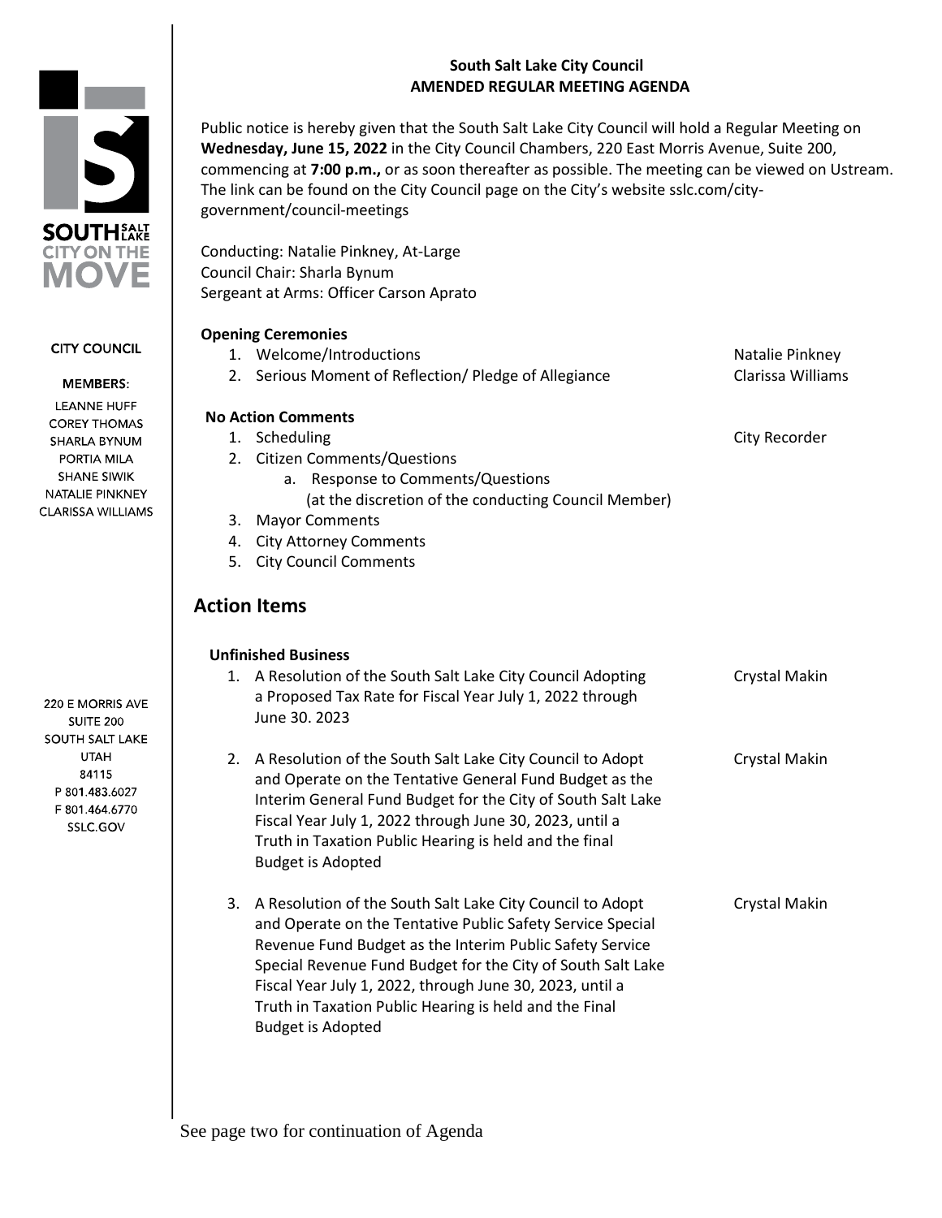SOUTH SALT LAKE
CITY ON THE MOVE

CITY COUNCIL

MEMBERS:

LEANNE HUFF
COREY THOMAS
SHARLA BYNUM
PORTIA MILA
SHANE SIWIK
NATALIE PINKNEY
CLARISSA WILLIAMS

220 E MORRIS AVE
SUITE 200
SOUTH SALT LAKE
UTAH
84115
P 801.483.6027
F 801.464.6770
SSLC.GOV

# South Salt Lake City Council
# AMENDED REGULAR MEETING AGENDA

Public notice is hereby given that the South Salt Lake City Council will hold a Regular Meeting on **Wednesday, June 15, 2022** in the City Council Chambers, 220 East Morris Avenue, Suite 200, commencing at **7:00 p.m.,** or as soon thereafter as possible. The meeting can be viewed on Ustream. The link can be found on the City Council page on the City's website sslc.com/city-government/council-meetings

Conducting: Natalie Pinkney, At-Large
Council Chair: Sharla Bynum
Sergeant at Arms: Officer Carson Aprato

**Opening Ceremonies**

1. Welcome/Introductions — Natalie Pinkney
2. Serious Moment of Reflection/ Pledge of Allegiance — Clarissa Williams

**No Action Comments**

1. Scheduling — City Recorder
2. Citizen Comments/Questions
    a. Response to Comments/Questions (at the discretion of the conducting Council Member)
3. Mayor Comments
4. City Attorney Comments
5. City Council Comments

## Action Items

**Unfinished Business**

1. A Resolution of the South Salt Lake City Council Adopting a Proposed Tax Rate for Fiscal Year July 1, 2022 through June 30. 2023 — Crystal Makin

2. A Resolution of the South Salt Lake City Council to Adopt and Operate on the Tentative General Fund Budget as the Interim General Fund Budget for the City of South Salt Lake Fiscal Year July 1, 2022 through June 30, 2023, until a Truth in Taxation Public Hearing is held and the final Budget is Adopted — Crystal Makin

3. A Resolution of the South Salt Lake City Council to Adopt and Operate on the Tentative Public Safety Service Special Revenue Fund Budget as the Interim Public Safety Service Special Revenue Fund Budget for the City of South Salt Lake Fiscal Year July 1, 2022, through June 30, 2023, until a Truth in Taxation Public Hearing is held and the Final Budget is Adopted — Crystal Makin

See page two for continuation of Agenda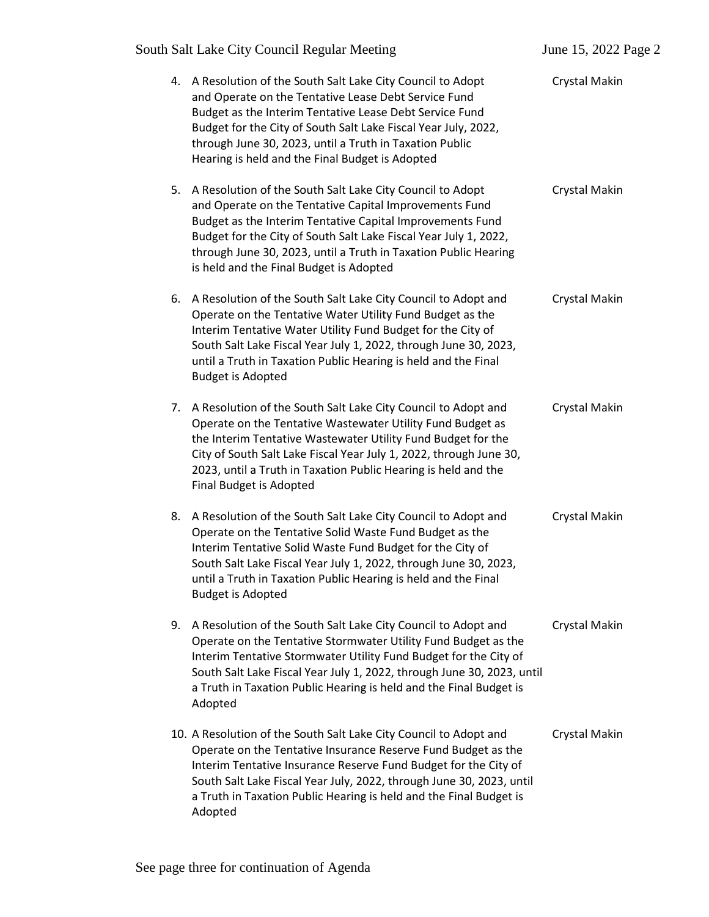4. A Resolution of the South Salt Lake City Council to Adopt and Operate on the Tentative Lease Debt Service Fund Budget as the Interim Tentative Lease Debt Service Fund Budget for the City of South Salt Lake Fiscal Year July, 2022, through June 30, 2023, until a Truth in Taxation Public Hearing is held and the Final Budget is Adopted — Crystal Makin

5. A Resolution of the South Salt Lake City Council to Adopt and Operate on the Tentative Capital Improvements Fund Budget as the Interim Tentative Capital Improvements Fund Budget for the City of South Salt Lake Fiscal Year July 1, 2022, through June 30, 2023, until a Truth in Taxation Public Hearing is held and the Final Budget is Adopted — Crystal Makin

6. A Resolution of the South Salt Lake City Council to Adopt and Operate on the Tentative Water Utility Fund Budget as the Interim Tentative Water Utility Fund Budget for the City of South Salt Lake Fiscal Year July 1, 2022, through June 30, 2023, until a Truth in Taxation Public Hearing is held and the Final Budget is Adopted — Crystal Makin

7. A Resolution of the South Salt Lake City Council to Adopt and Operate on the Tentative Wastewater Utility Fund Budget as the Interim Tentative Wastewater Utility Fund Budget for the City of South Salt Lake Fiscal Year July 1, 2022, through June 30, 2023, until a Truth in Taxation Public Hearing is held and the Final Budget is Adopted — Crystal Makin

8. A Resolution of the South Salt Lake City Council to Adopt and Operate on the Tentative Solid Waste Fund Budget as the Interim Tentative Solid Waste Fund Budget for the City of South Salt Lake Fiscal Year July 1, 2022, through June 30, 2023, until a Truth in Taxation Public Hearing is held and the Final Budget is Adopted — Crystal Makin

9. A Resolution of the South Salt Lake City Council to Adopt and Operate on the Tentative Stormwater Utility Fund Budget as the Interim Tentative Stormwater Utility Fund Budget for the City of South Salt Lake Fiscal Year July 1, 2022, through June 30, 2023, until a Truth in Taxation Public Hearing is held and the Final Budget is Adopted — Crystal Makin

10. A Resolution of the South Salt Lake City Council to Adopt and Operate on the Tentative Insurance Reserve Fund Budget as the Interim Tentative Insurance Reserve Fund Budget for the City of South Salt Lake Fiscal Year July, 2022, through June 30, 2023, until a Truth in Taxation Public Hearing is held and the Final Budget is Adopted — Crystal Makin

See page three for continuation of Agenda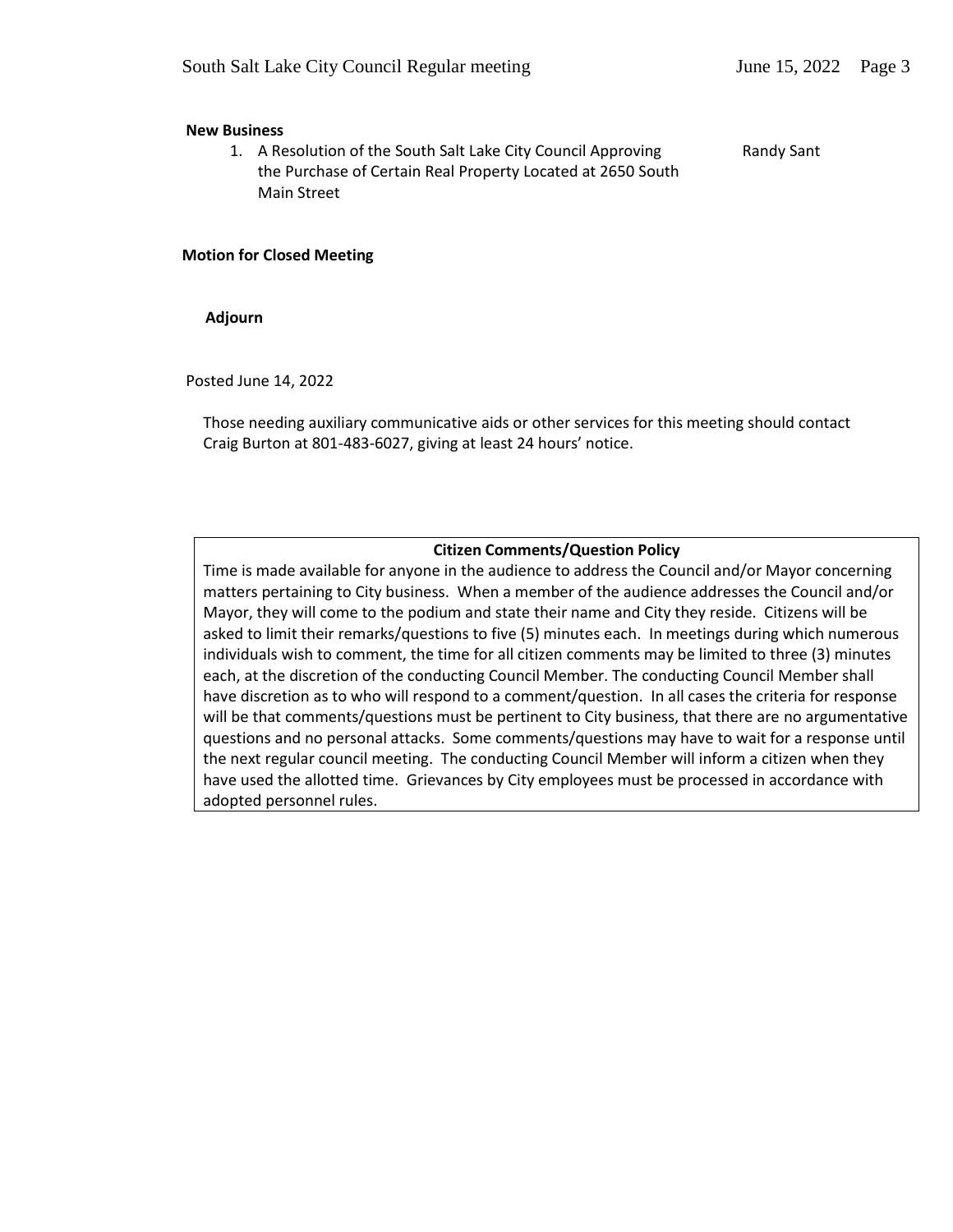**New Business**

1. A Resolution of the South Salt Lake City Council Approving the Purchase of Certain Real Property Located at 2650 South Main Street — Randy Sant

**Motion for Closed Meeting**

**Adjourn**

Posted June 14, 2022

Those needing auxiliary communicative aids or other services for this meeting should contact Craig Burton at 801-483-6027, giving at least 24 hours' notice.

**Citizen Comments/Question Policy**

Time is made available for anyone in the audience to address the Council and/or Mayor concerning matters pertaining to City business. When a member of the audience addresses the Council and/or Mayor, they will come to the podium and state their name and City they reside. Citizens will be asked to limit their remarks/questions to five (5) minutes each. In meetings during which numerous individuals wish to comment, the time for all citizen comments may be limited to three (3) minutes each, at the discretion of the conducting Council Member. The conducting Council Member shall have discretion as to who will respond to a comment/question. In all cases the criteria for response will be that comments/questions must be pertinent to City business, that there are no argumentative questions and no personal attacks. Some comments/questions may have to wait for a response until the next regular council meeting. The conducting Council Member will inform a citizen when they have used the allotted time. Grievances by City employees must be processed in accordance with adopted personnel rules.